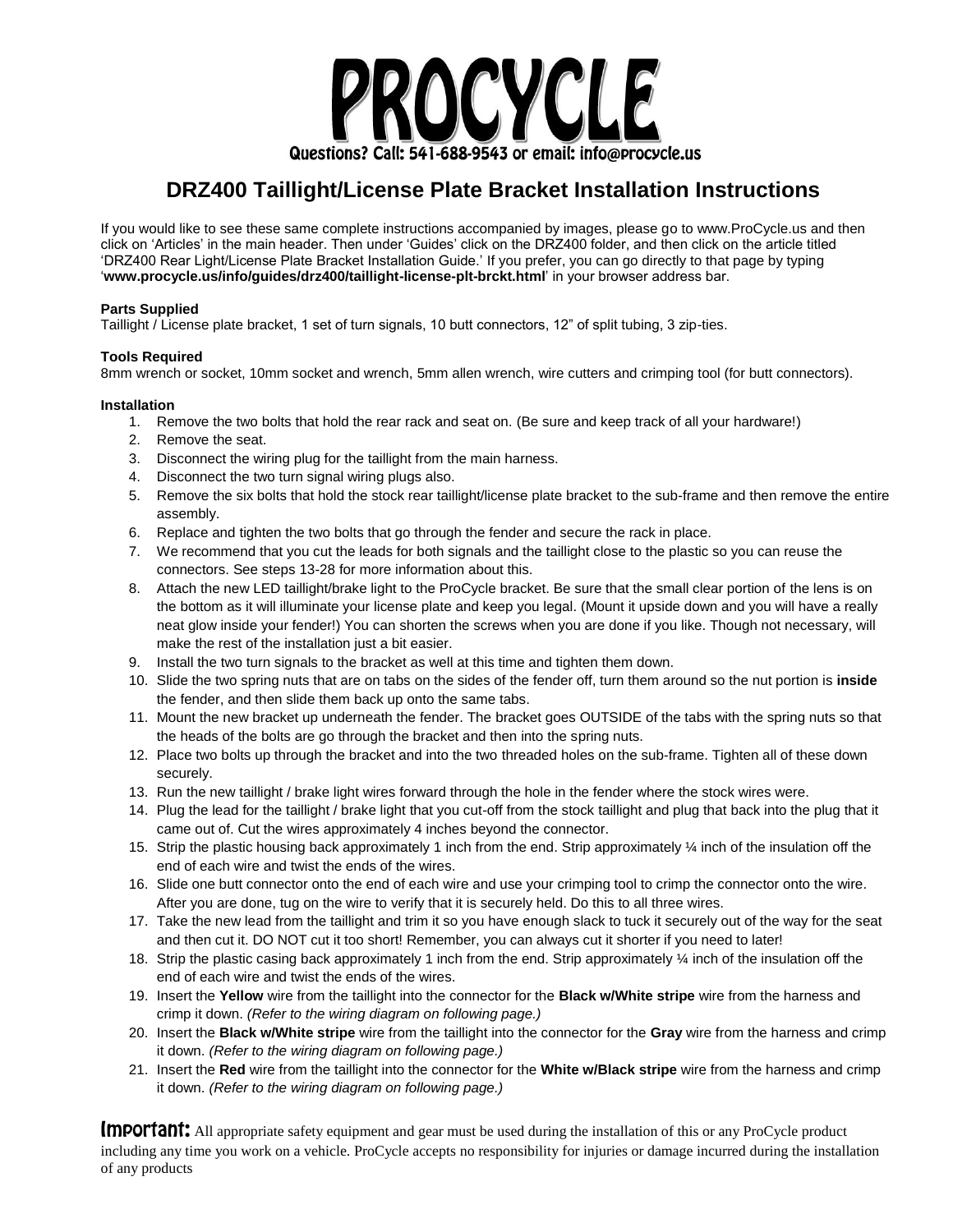# PROCYCLE

Questions? Call: 541-688-9543 or email: info@procycle.us

## DRZ400 Taillight/License Plate Bracket Installation Instructions

If you would like to see these same complete instructions accompanied by images, please go to www.ProCycle.us and then click on 'Articles' in the main header. Then under 'Guides' click on the DRZ400 folder, and then click on the article titled 'DRZ400 Rear Light/License Plate Bracket Installation Guide.' If you prefer, you can go directly to that page by typing '**www.procycle.us/info/guides/drz400/taillight-license-plt-brckt.html**' in your browser address bar.

**Parts Supplied**

Taillight / License plate bracket, 1 set of turn signals, 10 butt connectors, 12" of split tubing, 3 zip-ties.

**Tools Required**

8mm wrench or socket, 10mm socket and wrench, 5mm allen wrench, wire cutters and crimping tool (for butt connectors).

**Installation**

1. Remove the two bolts that hold the rear rack and seat on. (Be sure and keep track of all your hardware!)
2. Remove the seat.
3. Disconnect the wiring plug for the taillight from the main harness.
4. Disconnect the two turn signal wiring plugs also.
5. Remove the six bolts that hold the stock rear taillight/license plate bracket to the sub-frame and then remove the entire assembly.
6. Replace and tighten the two bolts that go through the fender and secure the rack in place.
7. We recommend that you cut the leads for both signals and the taillight close to the plastic so you can reuse the connectors. See steps 13-28 for more information about this.
8. Attach the new LED taillight/brake light to the ProCycle bracket. Be sure that the small clear portion of the lens is on the bottom as it will illuminate your license plate and keep you legal. (Mount it upside down and you will have a really neat glow inside your fender!) You can shorten the screws when you are done if you like. Though not necessary, will make the rest of the installation just a bit easier.
9. Install the two turn signals to the bracket as well at this time and tighten them down.
10. Slide the two spring nuts that are on tabs on the sides of the fender off, turn them around so the nut portion is **inside** the fender, and then slide them back up onto the same tabs.
11. Mount the new bracket up underneath the fender. The bracket goes OUTSIDE of the tabs with the spring nuts so that the heads of the bolts are go through the bracket and then into the spring nuts.
12. Place two bolts up through the bracket and into the two threaded holes on the sub-frame. Tighten all of these down securely.
13. Run the new taillight / brake light wires forward through the hole in the fender where the stock wires were.
14. Plug the lead for the taillight / brake light that you cut-off from the stock taillight and plug that back into the plug that it came out of. Cut the wires approximately 4 inches beyond the connector.
15. Strip the plastic housing back approximately 1 inch from the end. Strip approximately ¼ inch of the insulation off the end of each wire and twist the ends of the wires.
16. Slide one butt connector onto the end of each wire and use your crimping tool to crimp the connector onto the wire. After you are done, tug on the wire to verify that it is securely held. Do this to all three wires.
17. Take the new lead from the taillight and trim it so you have enough slack to tuck it securely out of the way for the seat and then cut it. DO NOT cut it too short! Remember, you can always cut it shorter if you need to later!
18. Strip the plastic casing back approximately 1 inch from the end. Strip approximately ¼ inch of the insulation off the end of each wire and twist the ends of the wires.
19. Insert the **Yellow** wire from the taillight into the connector for the **Black w/White stripe** wire from the harness and crimp it down. *(Refer to the wiring diagram on following page.)*
20. Insert the **Black w/White stripe** wire from the taillight into the connector for the **Gray** wire from the harness and crimp it down. *(Refer to the wiring diagram on following page.)*
21. Insert the **Red** wire from the taillight into the connector for the **White w/Black stripe** wire from the harness and crimp it down. *(Refer to the wiring diagram on following page.)*

**Important:** All appropriate safety equipment and gear must be used during the installation of this or any ProCycle product including any time you work on a vehicle. ProCycle accepts no responsibility for injuries or damage incurred during the installation of any products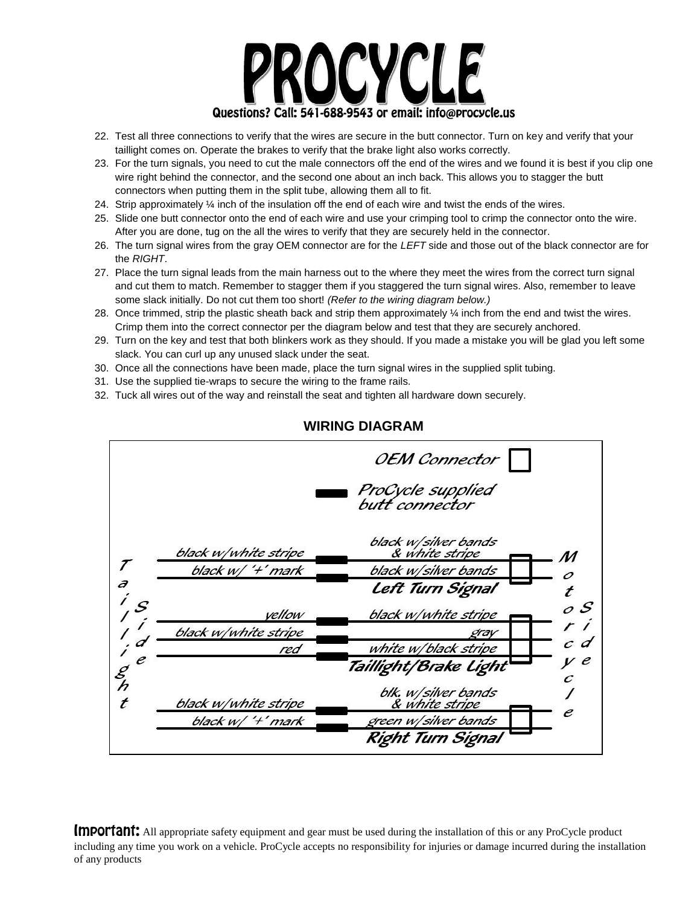22. Test all three connections to verify that the wires are secure in the butt connector. Turn on key and verify that your taillight comes on. Operate the brakes to verify that the brake light also works correctly.
23. For the turn signals, you need to cut the male connectors off the end of the wires and we found it is best if you clip one wire right behind the connector, and the second one about an inch back. This allows you to stagger the butt connectors when putting them in the split tube, allowing them all to fit.
24. Strip approximately ¼ inch of the insulation off the end of each wire and twist the ends of the wires.
25. Slide one butt connector onto the end of each wire and use your crimping tool to crimp the connector onto the wire. After you are done, tug on the all the wires to verify that they are securely held in the connector.
26. The turn signal wires from the gray OEM connector are for the *LEFT* side and those out of the black connector are for the *RIGHT*.
27. Place the turn signal leads from the main harness out to the where they meet the wires from the correct turn signal and cut them to match. Remember to stagger them if you staggered the turn signal wires. Also, remember to leave some slack initially. Do not cut them too short! *(Refer to the wiring diagram below.)*
28. Once trimmed, strip the plastic sheath back and strip them approximately ¼ inch from the end and twist the wires. Crimp them into the correct connector per the diagram below and test that they are securely anchored.
29. Turn on the key and test that both blinkers work as they should. If you made a mistake you will be glad you left some slack. You can curl up any unused slack under the seat.
30. Once all the connections have been made, place the turn signal wires in the supplied split tubing.
31. Use the supplied tie-wraps to secure the wiring to the frame rails.
32. Tuck all wires out of the way and reinstall the seat and tighten all hardware down securely.

## WIRING DIAGRAM

Legend: OEM Connector (open box); ProCycle supplied butt connector (solid bar)

| Taillight Side | | Motorcycle Side |
|---|---|---|
| **Left Turn Signal** | | |
| black w/white stripe | ▬ | black w/silver bands & white stripe |
| black w/ '+' mark | ▬ | black w/silver bands |
| **Taillight/Brake Light** | | |
| yellow | ▬ | black w/white stripe |
| black w/white stripe | ▬ | gray |
| red | ▬ | white w/black stripe |
| **Right Turn Signal** | | |
| black w/white stripe | ▬ | blk. w/silver bands & white stripe |
| black w/ '+' mark | ▬ | green w/silver bands |

**Important:** All appropriate safety equipment and gear must be used during the installation of this or any ProCycle product including any time you work on a vehicle. ProCycle accepts no responsibility for injuries or damage incurred during the installation of any products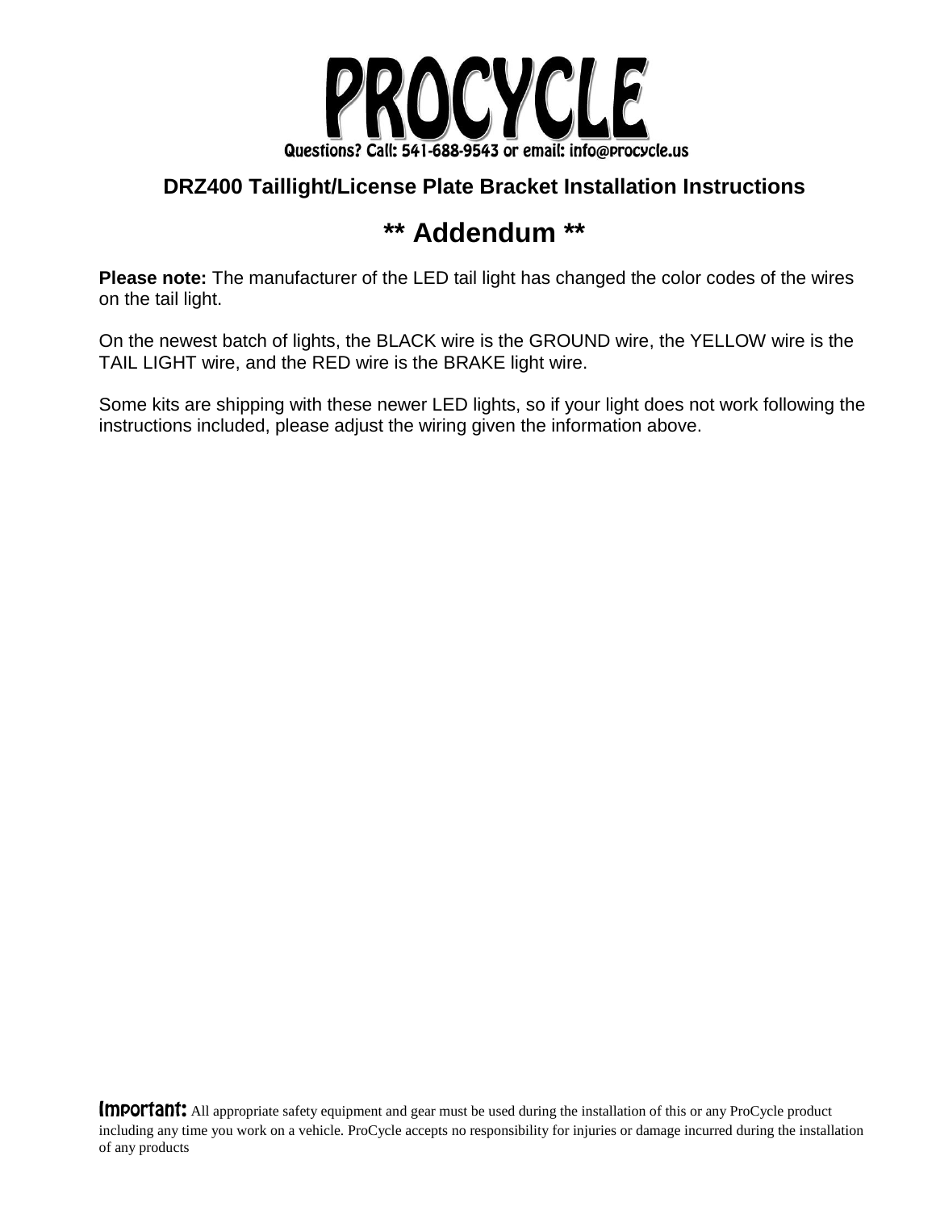# PROCYCLE

Questions? Call: 541-688-9543 or email: info@procycle.us

## DRZ400 Taillight/License Plate Bracket Installation Instructions

## ** Addendum **

**Please note:** The manufacturer of the LED tail light has changed the color codes of the wires on the tail light.

On the newest batch of lights, the BLACK wire is the GROUND wire, the YELLOW wire is the TAIL LIGHT wire, and the RED wire is the BRAKE light wire.

Some kits are shipping with these newer LED lights, so if your light does not work following the instructions included, please adjust the wiring given the information above.

**Important:** All appropriate safety equipment and gear must be used during the installation of this or any ProCycle product including any time you work on a vehicle. ProCycle accepts no responsibility for injuries or damage incurred during the installation of any products